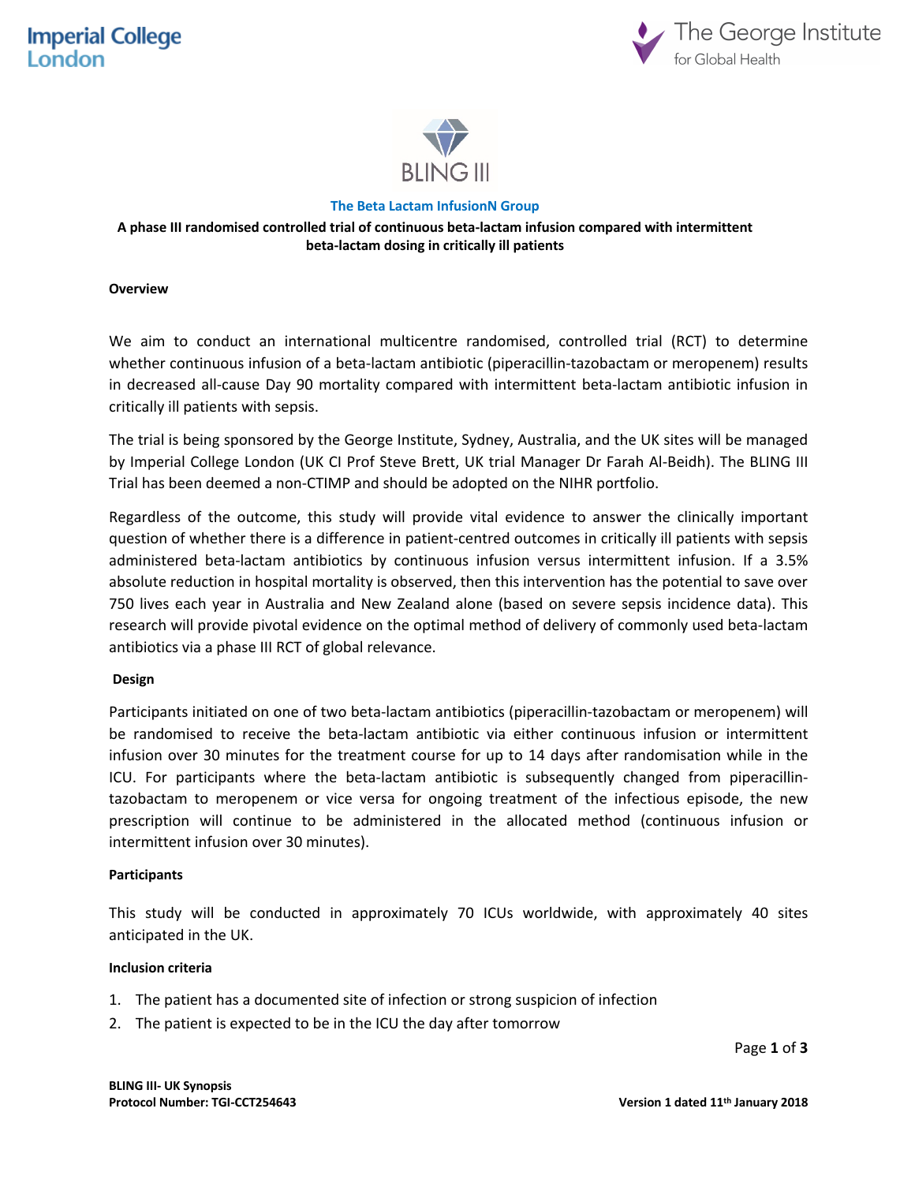Imperial College London

The George Institute for Global Health

BLING III

**The Beta Lactam InfusionN Group**

**A phase III randomised controlled trial of continuous beta-lactam infusion compared with intermittent beta-lactam dosing in critically ill patients**

**Overview**

We aim to conduct an international multicentre randomised, controlled trial (RCT) to determine whether continuous infusion of a beta-lactam antibiotic (piperacillin-tazobactam or meropenem) results in decreased all-cause Day 90 mortality compared with intermittent beta-lactam antibiotic infusion in critically ill patients with sepsis.

The trial is being sponsored by the George Institute, Sydney, Australia, and the UK sites will be managed by Imperial College London (UK CI Prof Steve Brett, UK trial Manager Dr Farah Al-Beidh). The BLING III Trial has been deemed a non-CTIMP and should be adopted on the NIHR portfolio.

Regardless of the outcome, this study will provide vital evidence to answer the clinically important question of whether there is a difference in patient-centred outcomes in critically ill patients with sepsis administered beta-lactam antibiotics by continuous infusion versus intermittent infusion. If a 3.5% absolute reduction in hospital mortality is observed, then this intervention has the potential to save over 750 lives each year in Australia and New Zealand alone (based on severe sepsis incidence data). This research will provide pivotal evidence on the optimal method of delivery of commonly used beta-lactam antibiotics via a phase III RCT of global relevance.

**Design**

Participants initiated on one of two beta-lactam antibiotics (piperacillin-tazobactam or meropenem) will be randomised to receive the beta-lactam antibiotic via either continuous infusion or intermittent infusion over 30 minutes for the treatment course for up to 14 days after randomisation while in the ICU. For participants where the beta-lactam antibiotic is subsequently changed from piperacillin-tazobactam to meropenem or vice versa for ongoing treatment of the infectious episode, the new prescription will continue to be administered in the allocated method (continuous infusion or intermittent infusion over 30 minutes).

**Participants**

This study will be conducted in approximately 70 ICUs worldwide, with approximately 40 sites anticipated in the UK.

**Inclusion criteria**

1. The patient has a documented site of infection or strong suspicion of infection
2. The patient is expected to be in the ICU the day after tomorrow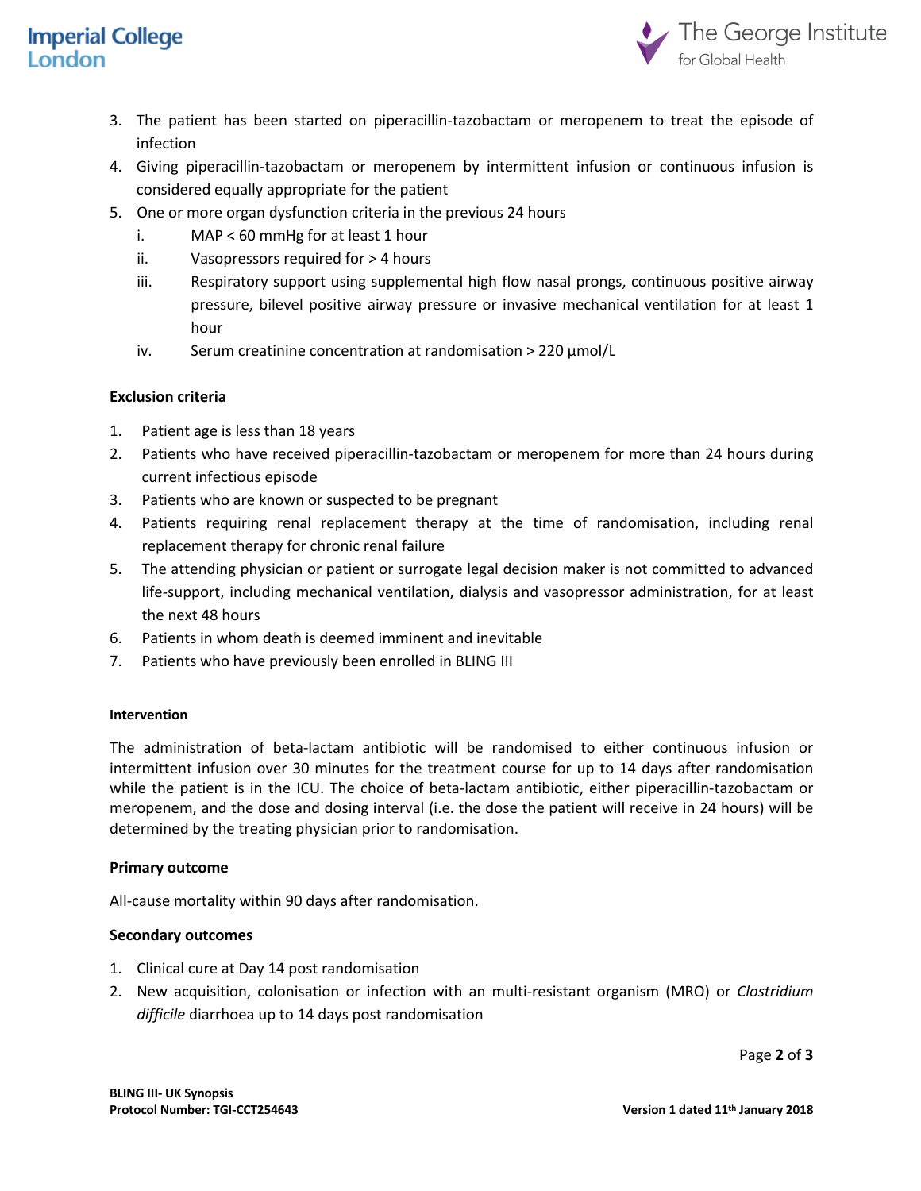3. The patient has been started on piperacillin-tazobactam or meropenem to treat the episode of infection
4. Giving piperacillin-tazobactam or meropenem by intermittent infusion or continuous infusion is considered equally appropriate for the patient
5. One or more organ dysfunction criteria in the previous 24 hours
   i. MAP < 60 mmHg for at least 1 hour
   ii. Vasopressors required for > 4 hours
   iii. Respiratory support using supplemental high flow nasal prongs, continuous positive airway pressure, bilevel positive airway pressure or invasive mechanical ventilation for at least 1 hour
   iv. Serum creatinine concentration at randomisation > 220 µmol/L

**Exclusion criteria**

1. Patient age is less than 18 years
2. Patients who have received piperacillin-tazobactam or meropenem for more than 24 hours during current infectious episode
3. Patients who are known or suspected to be pregnant
4. Patients requiring renal replacement therapy at the time of randomisation, including renal replacement therapy for chronic renal failure
5. The attending physician or patient or surrogate legal decision maker is not committed to advanced life-support, including mechanical ventilation, dialysis and vasopressor administration, for at least the next 48 hours
6. Patients in whom death is deemed imminent and inevitable
7. Patients who have previously been enrolled in BLING III

**Intervention**

The administration of beta-lactam antibiotic will be randomised to either continuous infusion or intermittent infusion over 30 minutes for the treatment course for up to 14 days after randomisation while the patient is in the ICU. The choice of beta-lactam antibiotic, either piperacillin-tazobactam or meropenem, and the dose and dosing interval (i.e. the dose the patient will receive in 24 hours) will be determined by the treating physician prior to randomisation.

**Primary outcome**

All-cause mortality within 90 days after randomisation.

**Secondary outcomes**

1. Clinical cure at Day 14 post randomisation
2. New acquisition, colonisation or infection with an multi-resistant organism (MRO) or *Clostridium difficile* diarrhoea up to 14 days post randomisation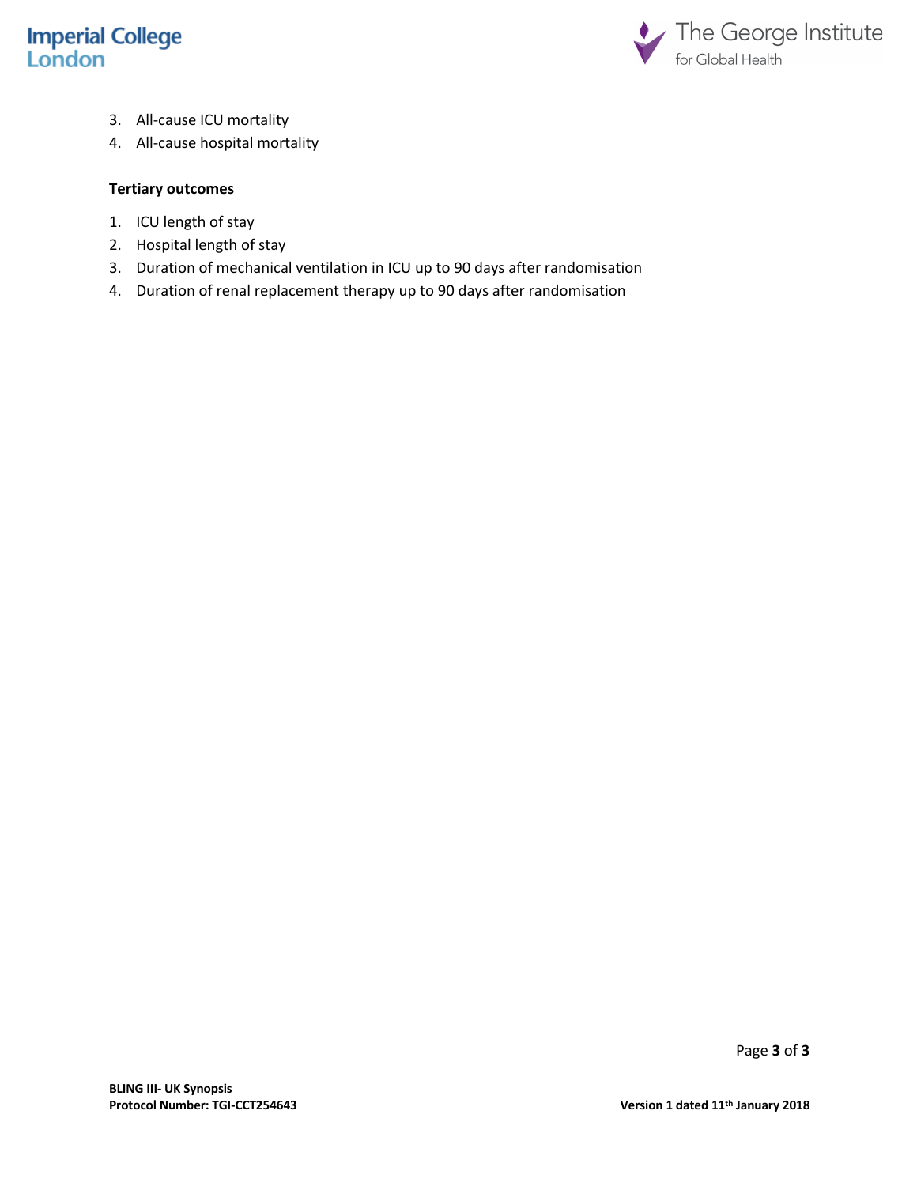3. All-cause ICU mortality
4. All-cause hospital mortality

**Tertiary outcomes**

1. ICU length of stay
2. Hospital length of stay
3. Duration of mechanical ventilation in ICU up to 90 days after randomisation
4. Duration of renal replacement therapy up to 90 days after randomisation